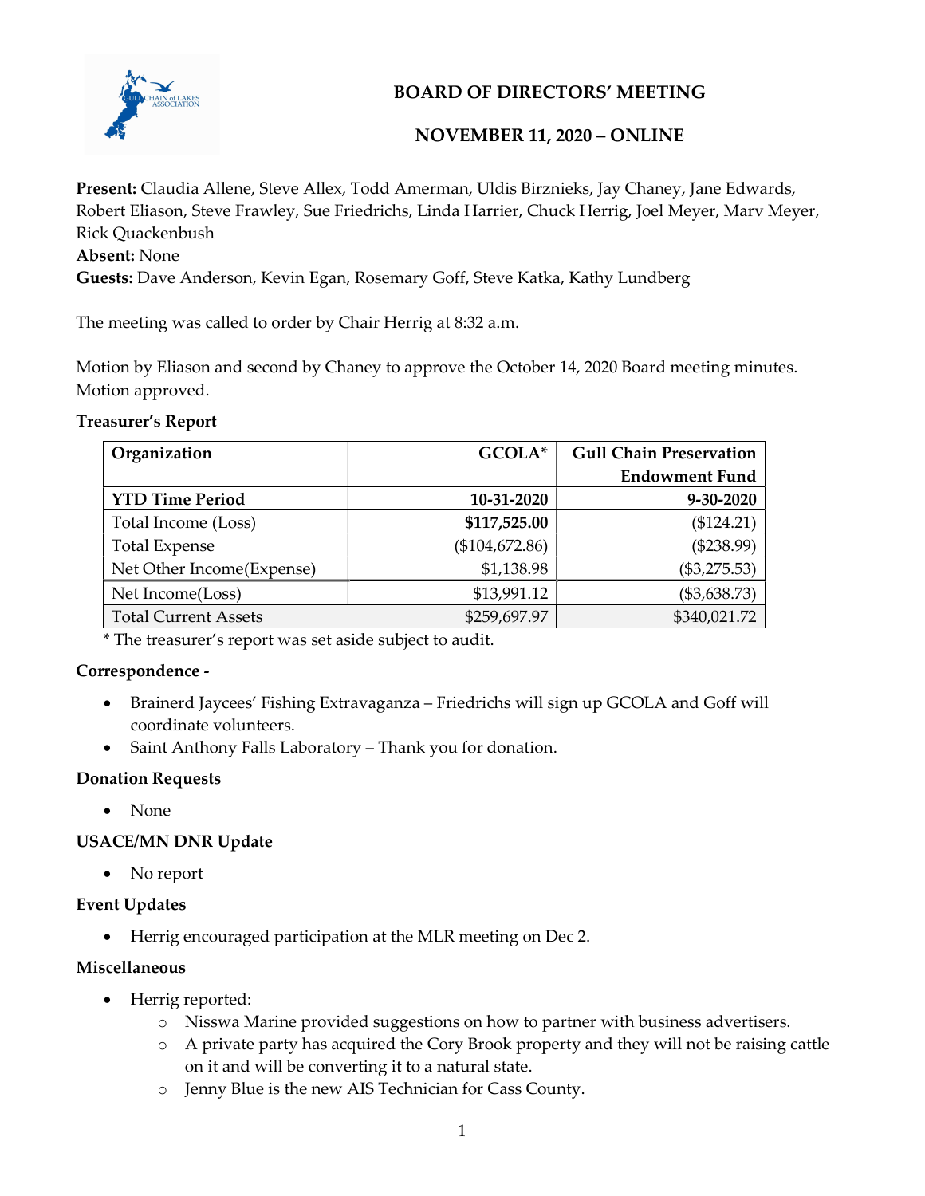# BOARD OF DIRECTORS' MEETING

## NOVEMBER 11, 2020 – ONLINE

**Present:** Claudia Allene, Steve Allex, Todd Amerman, Uldis Birznieks, Jay Chaney, Jane Edwards, Robert Eliason, Steve Frawley, Sue Friedrichs, Linda Harrier, Chuck Herrig, Joel Meyer, Marv Meyer, Rick Quackenbush
**Absent:** None
**Guests:** Dave Anderson, Kevin Egan, Rosemary Goff, Steve Katka, Kathy Lundberg

The meeting was called to order by Chair Herrig at 8:32 a.m.

Motion by Eliason and second by Chaney to approve the October 14, 2020 Board meeting minutes. Motion approved.

**Treasurer's Report**

| Organization | GCOLA* | Gull Chain Preservation Endowment Fund |
|---|---:|---:|
| **YTD Time Period** | **10-31-2020** | **9-30-2020** |
| Total Income (Loss) | **$117,525.00** | ($124.21) |
| Total Expense | ($104,672.86) | ($238.99) |
| Net Other Income(Expense) | $1,138.98 | ($3,275.53) |
| Net Income(Loss) | $13,991.12 | ($3,638.73) |
| Total Current Assets | $259,697.97 | $340,021.72 |

\* The treasurer's report was set aside subject to audit.

**Correspondence -**

- Brainerd Jaycees' Fishing Extravaganza – Friedrichs will sign up GCOLA and Goff will coordinate volunteers.
- Saint Anthony Falls Laboratory – Thank you for donation.

**Donation Requests**

- None

**USACE/MN DNR Update**

- No report

**Event Updates**

- Herrig encouraged participation at the MLR meeting on Dec 2.

**Miscellaneous**

- Herrig reported:
  - Nisswa Marine provided suggestions on how to partner with business advertisers.
  - A private party has acquired the Cory Brook property and they will not be raising cattle on it and will be converting it to a natural state.
  - Jenny Blue is the new AIS Technician for Cass County.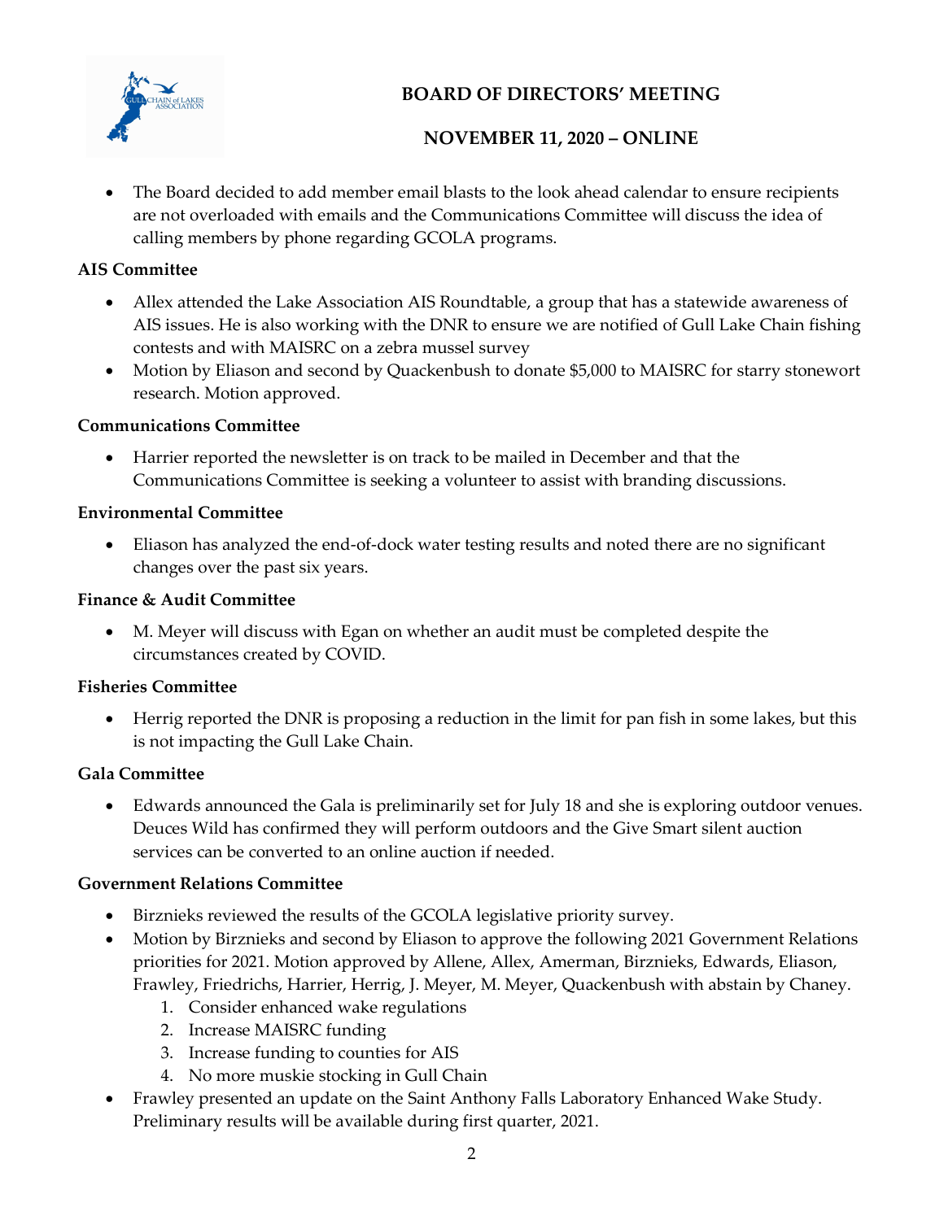- The Board decided to add member email blasts to the look ahead calendar to ensure recipients are not overloaded with emails and the Communications Committee will discuss the idea of calling members by phone regarding GCOLA programs.

**AIS Committee**

- Allex attended the Lake Association AIS Roundtable, a group that has a statewide awareness of AIS issues. He is also working with the DNR to ensure we are notified of Gull Lake Chain fishing contests and with MAISRC on a zebra mussel survey
- Motion by Eliason and second by Quackenbush to donate $5,000 to MAISRC for starry stonewort research. Motion approved.

**Communications Committee**

- Harrier reported the newsletter is on track to be mailed in December and that the Communications Committee is seeking a volunteer to assist with branding discussions.

**Environmental Committee**

- Eliason has analyzed the end-of-dock water testing results and noted there are no significant changes over the past six years.

**Finance & Audit Committee**

- M. Meyer will discuss with Egan on whether an audit must be completed despite the circumstances created by COVID.

**Fisheries Committee**

- Herrig reported the DNR is proposing a reduction in the limit for pan fish in some lakes, but this is not impacting the Gull Lake Chain.

**Gala Committee**

- Edwards announced the Gala is preliminarily set for July 18 and she is exploring outdoor venues. Deuces Wild has confirmed they will perform outdoors and the Give Smart silent auction services can be converted to an online auction if needed.

**Government Relations Committee**

- Birznieks reviewed the results of the GCOLA legislative priority survey.
- Motion by Birznieks and second by Eliason to approve the following 2021 Government Relations priorities for 2021. Motion approved by Allene, Allex, Amerman, Birznieks, Edwards, Eliason, Frawley, Friedrichs, Harrier, Herrig, J. Meyer, M. Meyer, Quackenbush with abstain by Chaney.
  1. Consider enhanced wake regulations
  2. Increase MAISRC funding
  3. Increase funding to counties for AIS
  4. No more muskie stocking in Gull Chain
- Frawley presented an update on the Saint Anthony Falls Laboratory Enhanced Wake Study. Preliminary results will be available during first quarter, 2021.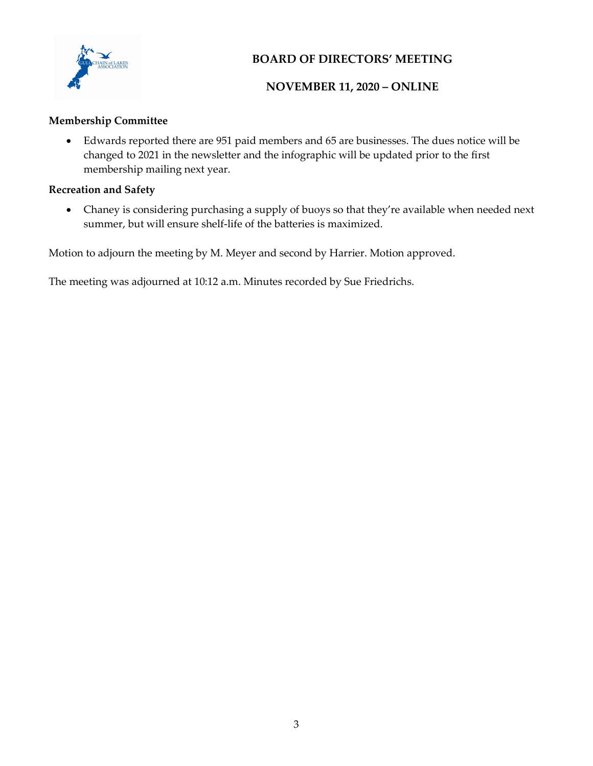**BOARD OF DIRECTORS' MEETING**

**NOVEMBER 11, 2020 – ONLINE**

**Membership Committee**

- Edwards reported there are 951 paid members and 65 are businesses. The dues notice will be changed to 2021 in the newsletter and the infographic will be updated prior to the first membership mailing next year.

**Recreation and Safety**

- Chaney is considering purchasing a supply of buoys so that they're available when needed next summer, but will ensure shelf-life of the batteries is maximized.

Motion to adjourn the meeting by M. Meyer and second by Harrier. Motion approved.

The meeting was adjourned at 10:12 a.m. Minutes recorded by Sue Friedrichs.